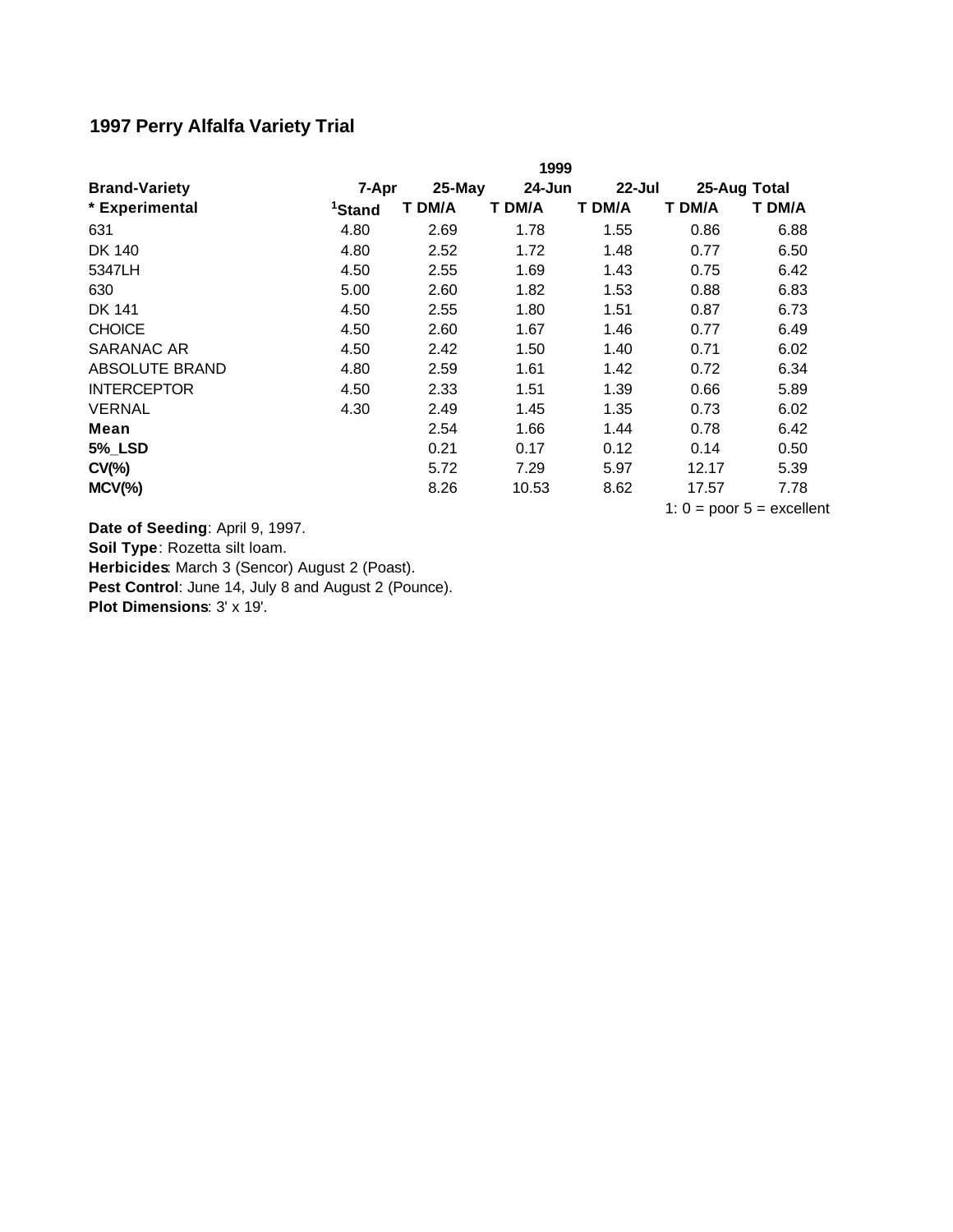# 1997 Perry Alfalfa Variety Trial

| | | | 1999 | | | |
|---|---|---|---|---|---|---|
| **Brand-Variety** | **7-Apr** | **25-May** | **24-Jun** | **22-Jul** | **25-Aug** | **Total** |
| **\* Experimental** | **[1]Stand** | **T DM/A** | **T DM/A** | **T DM/A** | **T DM/A** | **T DM/A** |
| 631 | 4.80 | 2.69 | 1.78 | 1.55 | 0.86 | 6.88 |
| DK 140 | 4.80 | 2.52 | 1.72 | 1.48 | 0.77 | 6.50 |
| 5347LH | 4.50 | 2.55 | 1.69 | 1.43 | 0.75 | 6.42 |
| 630 | 5.00 | 2.60 | 1.82 | 1.53 | 0.88 | 6.83 |
| DK 141 | 4.50 | 2.55 | 1.80 | 1.51 | 0.87 | 6.73 |
| CHOICE | 4.50 | 2.60 | 1.67 | 1.46 | 0.77 | 6.49 |
| SARANAC AR | 4.50 | 2.42 | 1.50 | 1.40 | 0.71 | 6.02 |
| ABSOLUTE BRAND | 4.80 | 2.59 | 1.61 | 1.42 | 0.72 | 6.34 |
| INTERCEPTOR | 4.50 | 2.33 | 1.51 | 1.39 | 0.66 | 5.89 |
| VERNAL | 4.30 | 2.49 | 1.45 | 1.35 | 0.73 | 6.02 |
| **Mean** | | 2.54 | 1.66 | 1.44 | 0.78 | 6.42 |
| **5%_LSD** | | 0.21 | 0.17 | 0.12 | 0.14 | 0.50 |
| **CV(%)** | | 5.72 | 7.29 | 5.97 | 12.17 | 5.39 |
| **MCV(%)** | | 8.26 | 10.53 | 8.62 | 17.57 | 7.78 |

1: 0 = poor 5 = excellent

**Date of Seeding**: April 9, 1997.
**Soil Type**: Rozetta silt loam.
**Herbicides**: March 3 (Sencor) August 2 (Poast).
**Pest Control**: June 14, July 8 and August 2 (Pounce).
**Plot Dimensions**: 3' x 19'.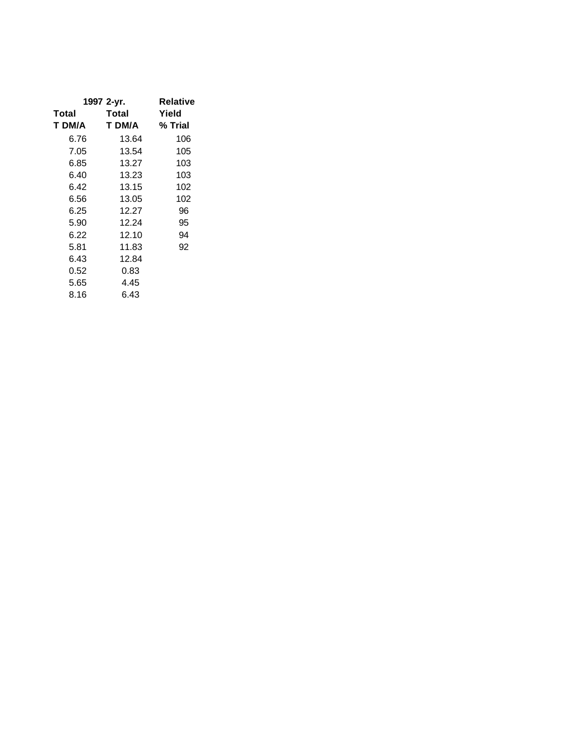| 1997 Total T DM/A | 2-yr. Total T DM/A | Relative Yield % Trial |
|---|---|---|
| 6.76 | 13.64 | 106 |
| 7.05 | 13.54 | 105 |
| 6.85 | 13.27 | 103 |
| 6.40 | 13.23 | 103 |
| 6.42 | 13.15 | 102 |
| 6.56 | 13.05 | 102 |
| 6.25 | 12.27 | 96 |
| 5.90 | 12.24 | 95 |
| 6.22 | 12.10 | 94 |
| 5.81 | 11.83 | 92 |
| 6.43 | 12.84 | |
| 0.52 | 0.83 | |
| 5.65 | 4.45 | |
| 8.16 | 6.43 | |